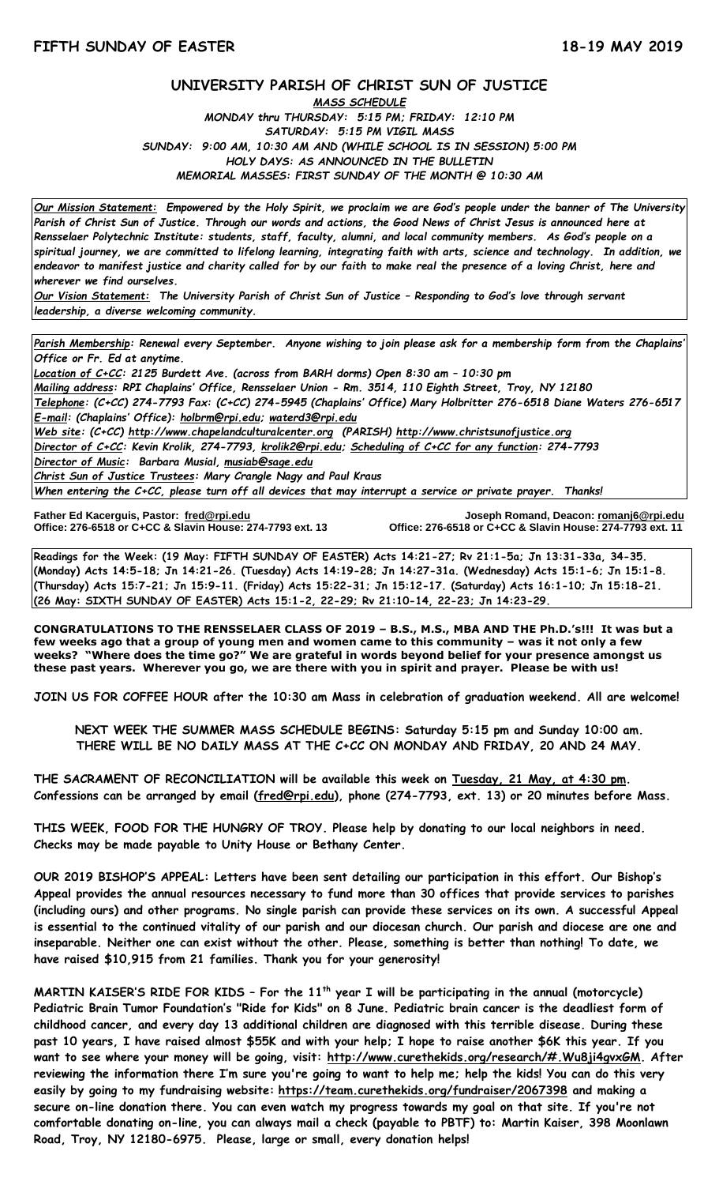**FIFTH SUNDAY OF EASTER** **18-19 MAY 2019**

# UNIVERSITY PARISH OF CHRIST SUN OF JUSTICE

***MASS SCHEDULE***

*MONDAY thru THURSDAY: 5:15 PM; FRIDAY: 12:10 PM*
*SATURDAY: 5:15 PM VIGIL MASS*
*SUNDAY: 9:00 AM, 10:30 AM AND (WHILE SCHOOL IS IN SESSION) 5:00 PM*
*HOLY DAYS: AS ANNOUNCED IN THE BULLETIN*
*MEMORIAL MASSES: FIRST SUNDAY OF THE MONTH @ 10:30 AM*

***Our Mission Statement:*** *Empowered by the Holy Spirit, we proclaim we are God's people under the banner of The University Parish of Christ Sun of Justice. Through our words and actions, the Good News of Christ Jesus is announced here at Rensselaer Polytechnic Institute: students, staff, faculty, alumni, and local community members. As God's people on a spiritual journey, we are committed to lifelong learning, integrating faith with arts, science and technology. In addition, we endeavor to manifest justice and charity called for by our faith to make real the presence of a loving Christ, here and wherever we find ourselves.*

***Our Vision Statement:*** *The University Parish of Christ Sun of Justice – Responding to God's love through servant leadership, a diverse welcoming community.*

***Parish Membership:*** *Renewal every September. Anyone wishing to join please ask for a membership form from the Chaplains' Office or Fr. Ed at anytime.*
***Location of C+CC:*** *2125 Burdett Ave. (across from BARH dorms) Open 8:30 am – 10:30 pm*
***Mailing address:*** *RPI Chaplains' Office, Rensselaer Union - Rm. 3514, 110 Eighth Street, Troy, NY 12180*
***Telephone:*** *(C+CC) 274-7793 Fax: (C+CC) 274-5945 (Chaplains' Office) Mary Holbritter 276-6518 Diane Waters 276-6517*
***E-mail:*** *(Chaplains' Office): holbrm@rpi.edu; waterd3@rpi.edu*
***Web site:*** *(C+CC) http://www.chapelandculturalcenter.org (PARISH) http://www.christsunofjustice.org*
***Director of C+CC:*** *Kevin Krolik, 274-7793, krolik2@rpi.edu; Scheduling of C+CC for any function: 274-7793*
***Director of Music:*** *Barbara Musial, musiab@sage.edu*
***Christ Sun of Justice Trustees:*** *Mary Crangle Nagy and Paul Kraus*
*When entering the C+CC, please turn off all devices that may interrupt a service or private prayer. Thanks!*

**Father Ed Kacerguis, Pastor: fred@rpi.edu**
**Office: 276-6518 or C+CC & Slavin House: 274-7793 ext. 13**

**Joseph Romand, Deacon: romanj6@rpi.edu**
**Office: 276-6518 or C+CC & Slavin House: 274-7793 ext. 11**

**Readings for the Week: (19 May: FIFTH SUNDAY OF EASTER) Acts 14:21-27; Rv 21:1-5a; Jn 13:31-33a, 34-35. (Monday) Acts 14:5-18; Jn 14:21-26. (Tuesday) Acts 14:19-28; Jn 14:27-31a. (Wednesday) Acts 15:1-6; Jn 15:1-8. (Thursday) Acts 15:7-21; Jn 15:9-11. (Friday) Acts 15:22-31; Jn 15:12-17. (Saturday) Acts 16:1-10; Jn 15:18-21. (26 May: SIXTH SUNDAY OF EASTER) Acts 15:1-2, 22-29; Rv 21:10-14, 22-23; Jn 14:23-29.**

**CONGRATULATIONS TO THE RENSSELAER CLASS OF 2019 – B.S., M.S., MBA AND THE Ph.D.'s!!! It was but a few weeks ago that a group of young men and women came to this community – was it not only a few weeks? "Where does the time go?" We are grateful in words beyond belief for your presence amongst us these past years. Wherever you go, we are there with you in spirit and prayer. Please be with us!**

**JOIN US FOR COFFEE HOUR after the 10:30 am Mass in celebration of graduation weekend. All are welcome!**

**NEXT WEEK THE SUMMER MASS SCHEDULE BEGINS: Saturday 5:15 pm and Sunday 10:00 am.**
**THERE WILL BE NO DAILY MASS AT THE C+CC ON MONDAY AND FRIDAY, 20 AND 24 MAY.**

**THE SACRAMENT OF RECONCILIATION will be available this week on Tuesday, 21 May, at 4:30 pm. Confessions can be arranged by email (fred@rpi.edu), phone (274-7793, ext. 13) or 20 minutes before Mass.**

**THIS WEEK, FOOD FOR THE HUNGRY OF TROY. Please help by donating to our local neighbors in need. Checks may be made payable to Unity House or Bethany Center.**

**OUR 2019 BISHOP'S APPEAL: Letters have been sent detailing our participation in this effort. Our Bishop's Appeal provides the annual resources necessary to fund more than 30 offices that provide services to parishes (including ours) and other programs. No single parish can provide these services on its own. A successful Appeal is essential to the continued vitality of our parish and our diocesan church. Our parish and diocese are one and inseparable. Neither one can exist without the other. Please, something is better than nothing! To date, we have raised $10,915 from 21 families. Thank you for your generosity!**

**MARTIN KAISER'S RIDE FOR KIDS – For the 11th year I will be participating in the annual (motorcycle) Pediatric Brain Tumor Foundation's "Ride for Kids" on 8 June. Pediatric brain cancer is the deadliest form of childhood cancer, and every day 13 additional children are diagnosed with this terrible disease. During these past 10 years, I have raised almost $55K and with your help; I hope to raise another $6K this year. If you want to see where your money will be going, visit: http://www.curethekids.org/research/#.Wu8ji4gvxGM. After reviewing the information there I'm sure you're going to want to help me; help the kids! You can do this very easily by going to my fundraising website: https://team.curethekids.org/fundraiser/2067398 and making a secure on-line donation there. You can even watch my progress towards my goal on that site. If you're not comfortable donating on-line, you can always mail a check (payable to PBTF) to: Martin Kaiser, 398 Moonlawn Road, Troy, NY 12180-6975. Please, large or small, every donation helps!**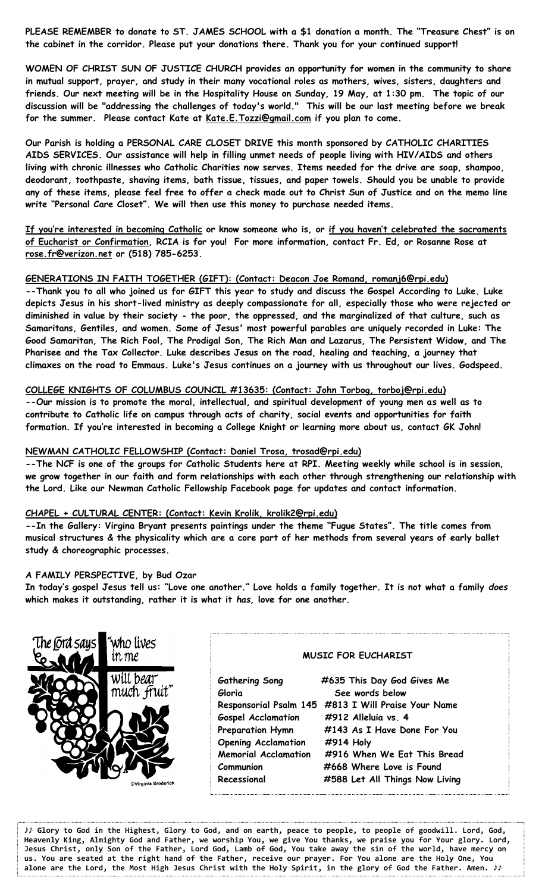**PLEASE REMEMBER to donate to ST. JAMES SCHOOL with a $1 donation a month. The "Treasure Chest" is on the cabinet in the corridor. Please put your donations there. Thank you for your continued support!**

**WOMEN OF CHRIST SUN OF JUSTICE CHURCH provides an opportunity for women in the community to share in mutual support, prayer, and study in their many vocational roles as mothers, wives, sisters, daughters and friends. Our next meeting will be in the Hospitality House on Sunday, 19 May, at 1:30 pm. The topic of our discussion will be "addressing the challenges of today's world." This will be our last meeting before we break for the summer. Please contact Kate at Kate.E.Tozzi@gmail.com if you plan to come.**

**Our Parish is holding a PERSONAL CARE CLOSET DRIVE this month sponsored by CATHOLIC CHARITIES AIDS SERVICES. Our assistance will help in filling unmet needs of people living with HIV/AIDS and others living with chronic illnesses who Catholic Charities now serves. Items needed for the drive are soap, shampoo, deodorant, toothpaste, shaving items, bath tissue, tissues, and paper towels. Should you be unable to provide any of these items, please feel free to offer a check made out to Christ Sun of Justice and on the memo line write "Personal Care Closet". We will then use this money to purchase needed items.**

**If you're interested in becoming Catholic or know someone who is, or if you haven't celebrated the sacraments of Eucharist or Confirmation, RCIA is for you! For more information, contact Fr. Ed, or Rosanne Rose at rose.fr@verizon.net or (518) 785-6253.**

**GENERATIONS IN FAITH TOGETHER (GIFT): (Contact: Deacon Joe Romand, romanj6@rpi.edu)**

**--Thank you to all who joined us for GIFT this year to study and discuss the Gospel According to Luke. Luke depicts Jesus in his short-lived ministry as deeply compassionate for all, especially those who were rejected or diminished in value by their society - the poor, the oppressed, and the marginalized of that culture, such as Samaritans, Gentiles, and women. Some of Jesus' most powerful parables are uniquely recorded in Luke: The Good Samaritan, The Rich Fool, The Prodigal Son, The Rich Man and Lazarus, The Persistent Widow, and The Pharisee and the Tax Collector. Luke describes Jesus on the road, healing and teaching, a journey that climaxes on the road to Emmaus. Luke's Jesus continues on a journey with us throughout our lives. Godspeed.**

**COLLEGE KNIGHTS OF COLUMBUS COUNCIL #13635: (Contact: John Torbog, torboj@rpi.edu)**

**--Our mission is to promote the moral, intellectual, and spiritual development of young men as well as to contribute to Catholic life on campus through acts of charity, social events and opportunities for faith formation. If you're interested in becoming a College Knight or learning more about us, contact GK John!**

**NEWMAN CATHOLIC FELLOWSHIP (Contact: Daniel Trosa, trosad@rpi.edu)**

**--The NCF is one of the groups for Catholic Students here at RPI. Meeting weekly while school is in session, we grow together in our faith and form relationships with each other through strengthening our relationship with the Lord. Like our Newman Catholic Fellowship Facebook page for updates and contact information.**

**CHAPEL + CULTURAL CENTER: (Contact: Kevin Krolik, krolik2@rpi.edu)**

**--In the Gallery: Virgina Bryant presents paintings under the theme "Fugue States". The title comes from musical structures & the physicality which are a core part of her methods from several years of early ballet study & choreographic processes.**

**A FAMILY PERSPECTIVE, by Bud Ozar**

**In today's gospel Jesus tell us: "Love one another." Love holds a family together. It is not what a family *does* which makes it outstanding, rather it is what it *has,* love for one another.**

The Lord says "who lives in me will bear much fruit"

©Virginia Broderick

**MUSIC FOR EUCHARIST**

| | |
|---|---|
| Gathering Song | #635 This Day God Gives Me |
| Gloria | See words below |
| Responsorial Psalm 145 | #813 I Will Praise Your Name |
| Gospel Acclamation | #912 Alleluia vs. 4 |
| Preparation Hymn | #143 As I Have Done For You |
| Opening Acclamation | #914 Holy |
| Memorial Acclamation | #916 When We Eat This Bread |
| Communion | #668 Where Love is Found |
| Recessional | #588 Let All Things Now Living |

**♪♪ Glory to God in the Highest, Glory to God, and on earth, peace to people, to people of goodwill. Lord, God, Heavenly King, Almighty God and Father, we worship You, we give You thanks, we praise you for Your glory. Lord, Jesus Christ, only Son of the Father, Lord God, Lamb of God, You take away the sin of the world, have mercy on us. You are seated at the right hand of the Father, receive our prayer. For You alone are the Holy One, You alone are the Lord, the Most High Jesus Christ with the Holy Spirit, in the glory of God the Father. Amen. ♪♪**